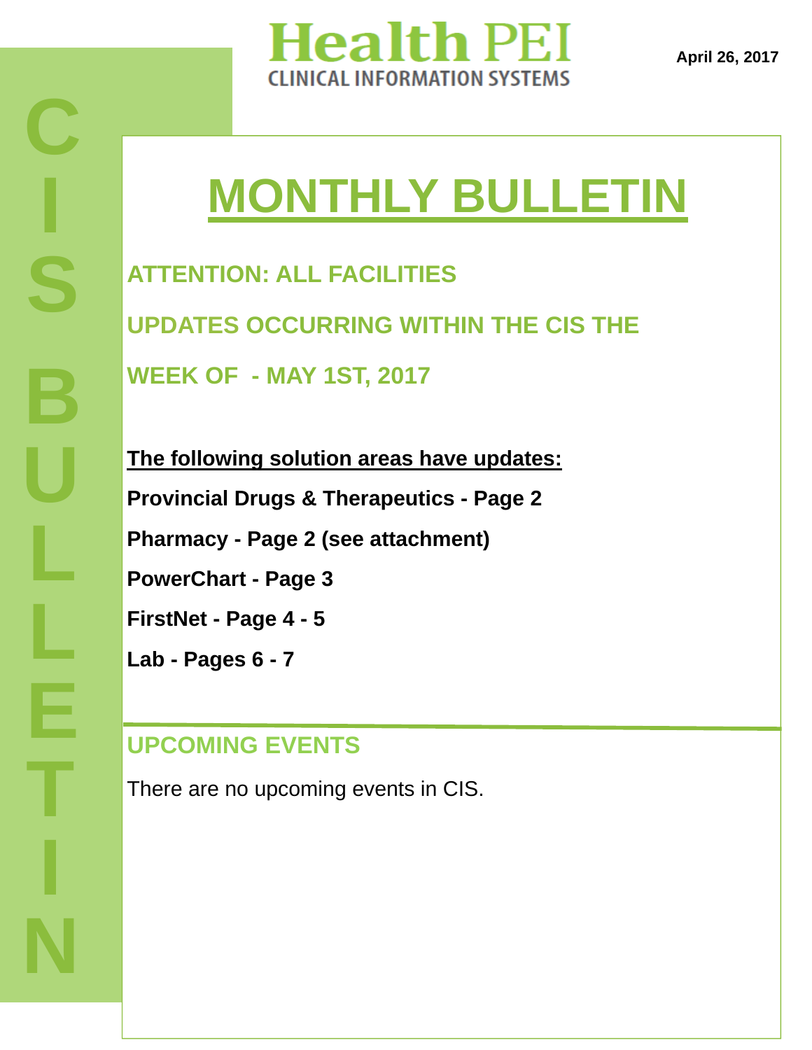# Health PEI

CLINICAL INFORMATION SYSTEMS

April 26, 2017

CIS BULLETIN

# MONTHLY BULLETIN

## ATTENTION: ALL FACILITIES

## UPDATES OCCURRING WITHIN THE CIS THE WEEK OF - MAY 1ST, 2017

**The following solution areas have updates:**

**Provincial Drugs & Therapeutics - Page 2**

**Pharmacy - Page 2 (see attachment)**

**PowerChart - Page 3**

**FirstNet - Page 4 - 5**

**Lab - Pages 6 - 7**

## UPCOMING EVENTS

There are no upcoming events in CIS.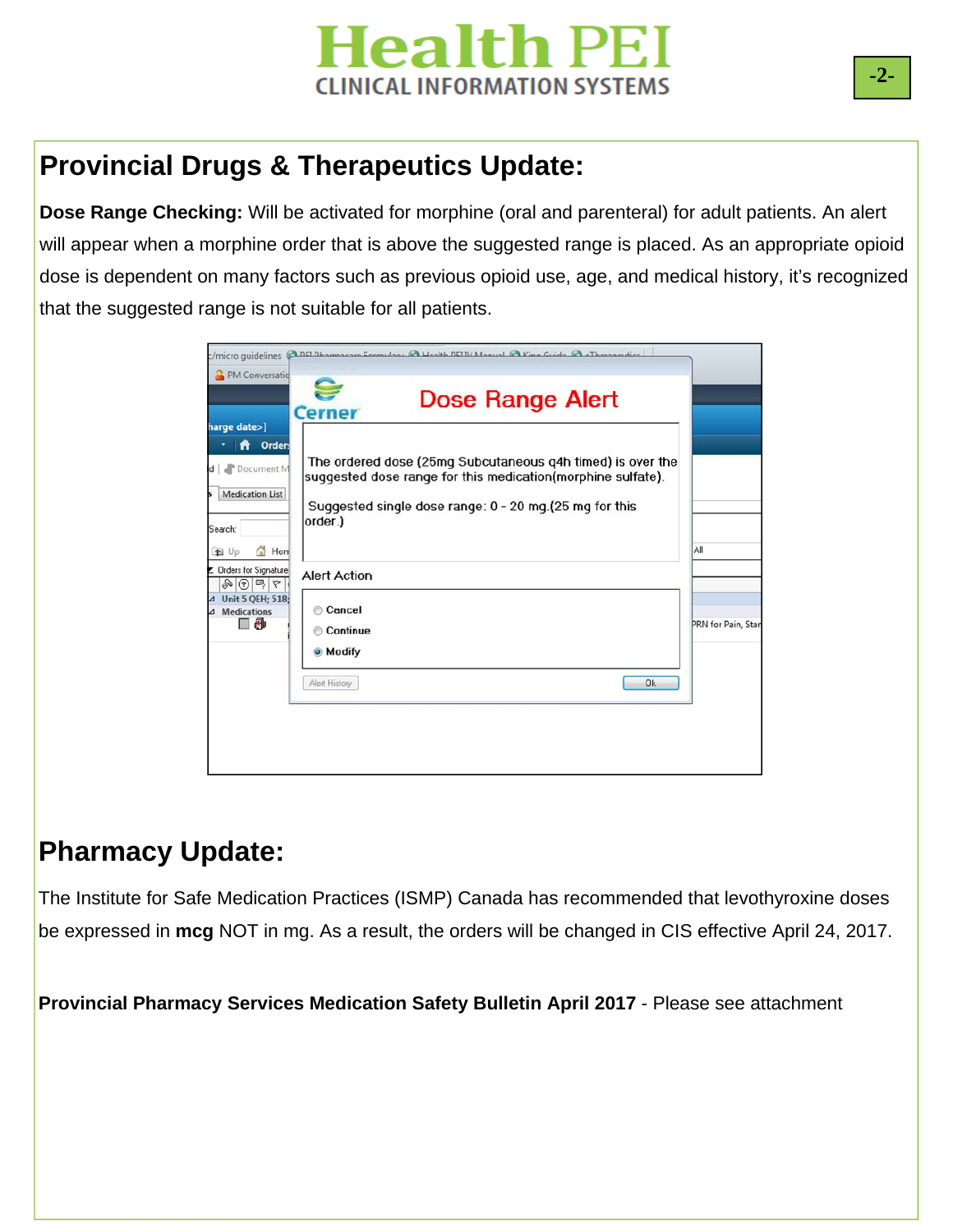## Provincial Drugs & Therapeutics Update:

**Dose Range Checking:** Will be activated for morphine (oral and parenteral) for adult patients. An alert will appear when a morphine order that is above the suggested range is placed. As an appropriate opioid dose is dependent on many factors such as previous opioid use, age, and medical history, it's recognized that the suggested range is not suitable for all patients.

## Pharmacy Update:

The Institute for Safe Medication Practices (ISMP) Canada has recommended that levothyroxine doses be expressed in **mcg** NOT in mg. As a result, the orders will be changed in CIS effective April 24, 2017.

**Provincial Pharmacy Services Medication Safety Bulletin April 2017** - Please see attachment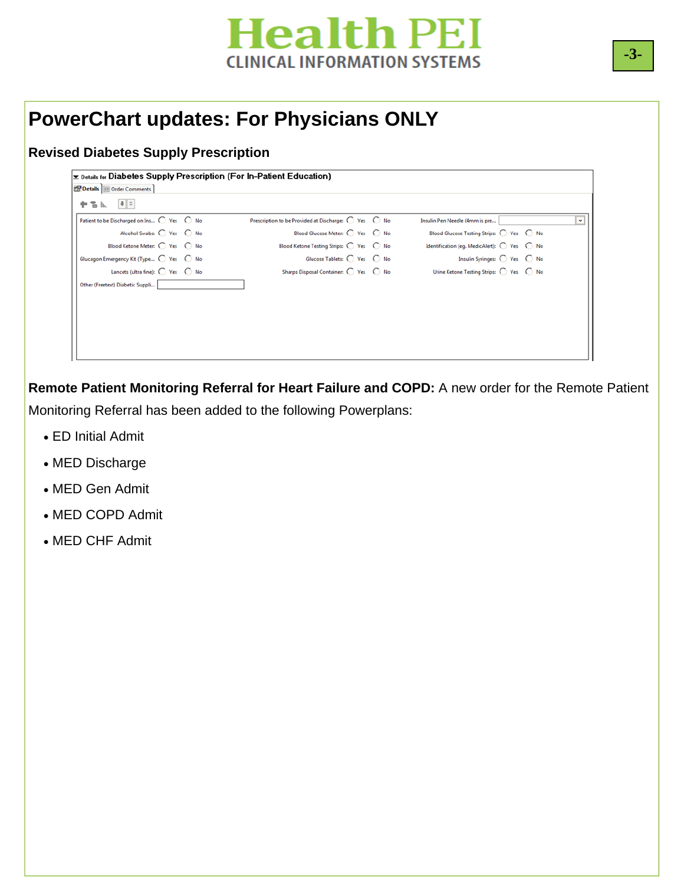# PowerChart updates: For Physicians ONLY

## Revised Diabetes Supply Prescription

Details for **Diabetes Supply Prescription (For In-Patient Education)**

Details | Order Comments

| | | |
|---|---|---|
| Patient to be Discharged on Ins... ◯ Yes ◯ No | Prescription to be Provided at Discharge: ◯ Yes ◯ No | Insulin Pen Needle (4mm is pre... |
| Alcohol Swabs: ◯ Yes ◯ No | Blood Glucose Meter: ◯ Yes ◯ No | Blood Glucose Testing Strips: ◯ Yes ◯ No |
| Blood Ketone Meter: ◯ Yes ◯ No | Blood Ketone Testing Strips: ◯ Yes ◯ No | Identification (eg. MedicAlert): ◯ Yes ◯ No |
| Glucagon Emergency Kit (Type... ◯ Yes ◯ No | Glucose Tablets: ◯ Yes ◯ No | Insulin Syringes: ◯ Yes ◯ No |
| Lancets (ultra fine): ◯ Yes ◯ No | Sharps Disposal Container: ◯ Yes ◯ No | Urine Ketone Testing Strips: ◯ Yes ◯ No |
| Other (Freetext) Diabetic Suppli... | | |

**Remote Patient Monitoring Referral for Heart Failure and COPD:** A new order for the Remote Patient Monitoring Referral has been added to the following Powerplans:

- ED Initial Admit
- MED Discharge
- MED Gen Admit
- MED COPD Admit
- MED CHF Admit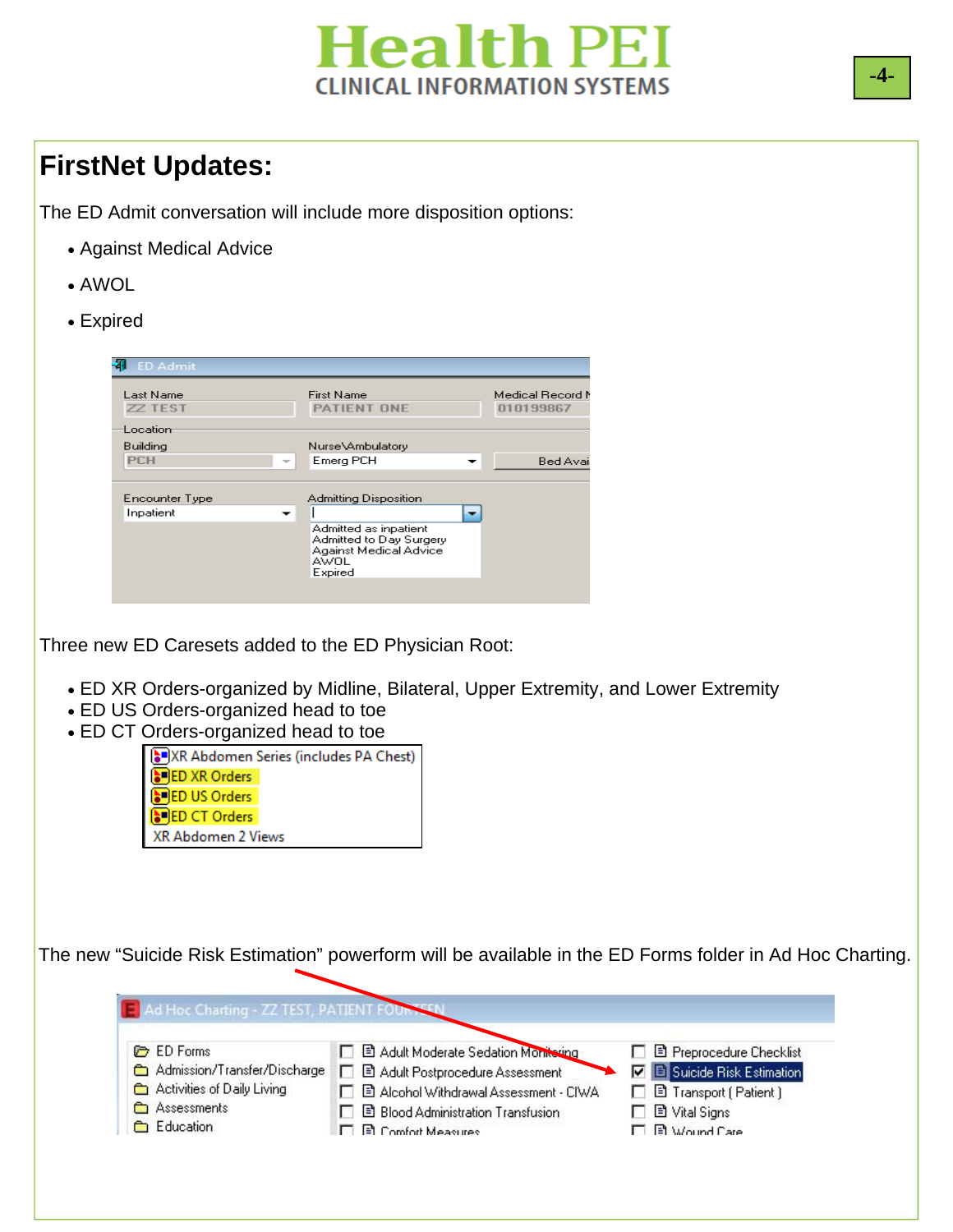# FirstNet Updates:

The ED Admit conversation will include more disposition options:

- Against Medical Advice
- AWOL
- Expired

Three new ED Caresets added to the ED Physician Root:

- ED XR Orders-organized by Midline, Bilateral, Upper Extremity, and Lower Extremity
- ED US Orders-organized head to toe
- ED CT Orders-organized head to toe

The new “Suicide Risk Estimation” powerform will be available in the ED Forms folder in Ad Hoc Charting.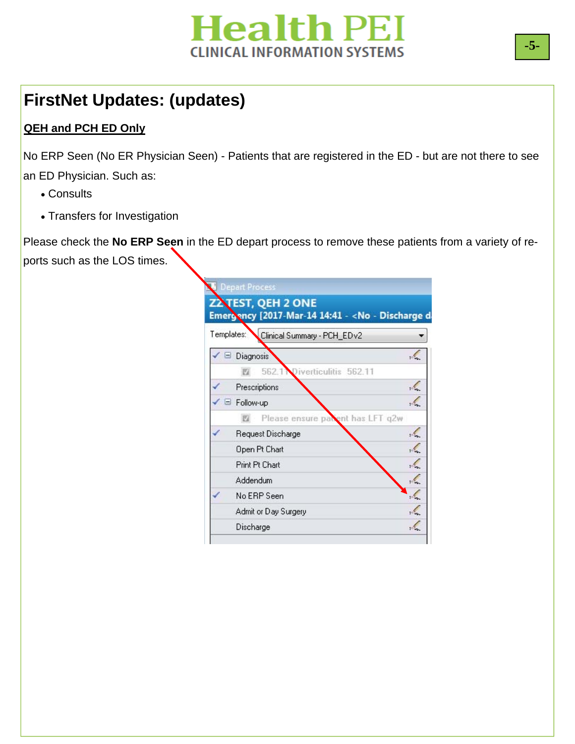## FirstNet Updates: (updates)

**QEH and PCH ED Only**

No ERP Seen (No ER Physician Seen) - Patients that are registered in the ED - but are not there to see an ED Physician. Such as:

- Consults
- Transfers for Investigation

Please check the **No ERP Seen** in the ED depart process to remove these patients from a variety of reports such as the LOS times.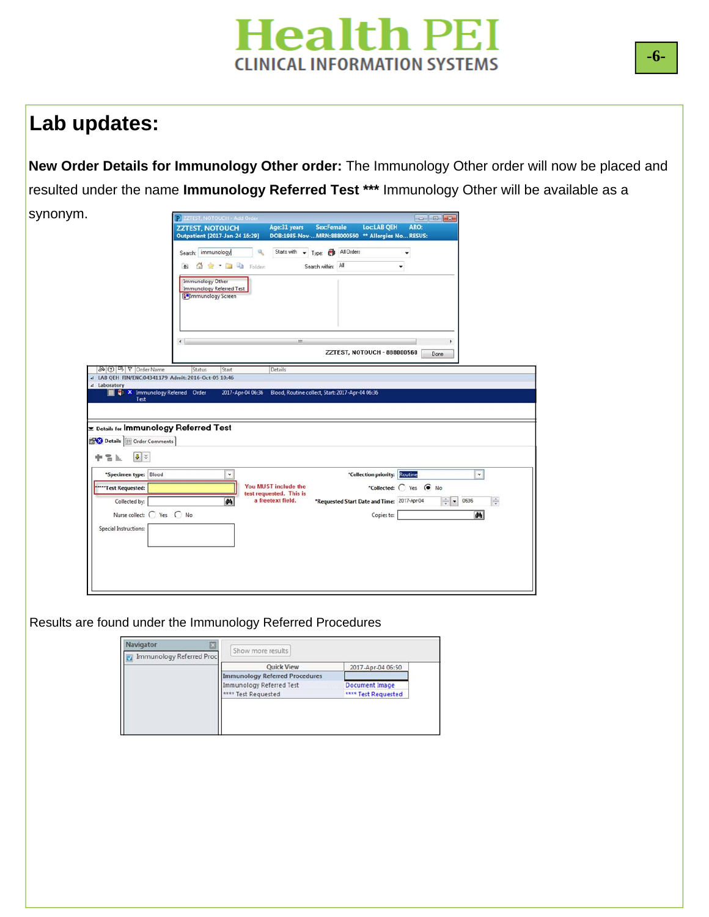# Lab updates:

**New Order Details for Immunology Other order:** The Immunology Other order will now be placed and resulted under the name **Immunology Referred Test \*\*\*** Immunology Other will be available as a synonym.

Results are found under the Immunology Referred Procedures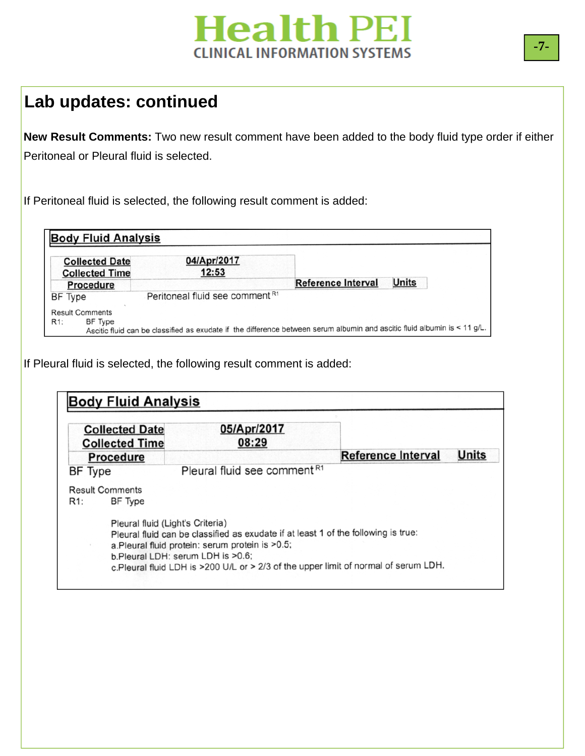## Lab updates: continued

**New Result Comments:** Two new result comment have been added to the body fluid type order if either Peritoneal or Pleural fluid is selected.

If Peritoneal fluid is selected, the following result comment is added:

**Body Fluid Analysis**

| Collected Date | 04/Apr/2017 | | |
|---|---|---|---|
| Collected Time | 12:53 | | |
| Procedure | | Reference Interval | Units |
| BF Type | Peritoneal fluid see comment [R1] | | |

Result Comments
R1: BF Type
Ascitic fluid can be classified as exudate if the difference between serum albumin and ascitic fluid albumin is < 11 g/L.

If Pleural fluid is selected, the following result comment is added:

**Body Fluid Analysis**

| Collected Date | 05/Apr/2017 | | |
|---|---|---|---|
| Collected Time | 08:29 | | |
| Procedure | | Reference Interval | Units |
| BF Type | Pleural fluid see comment [R1] | | |

Result Comments
R1: BF Type

Pleural fluid (Light's Criteria)
Pleural fluid can be classified as exudate if at least 1 of the following is true:
a.Pleural fluid protein: serum protein is >0.5;
b.Pleural LDH: serum LDH is >0.6;
c.Pleural fluid LDH is >200 U/L or > 2/3 of the upper limit of normal of serum LDH.